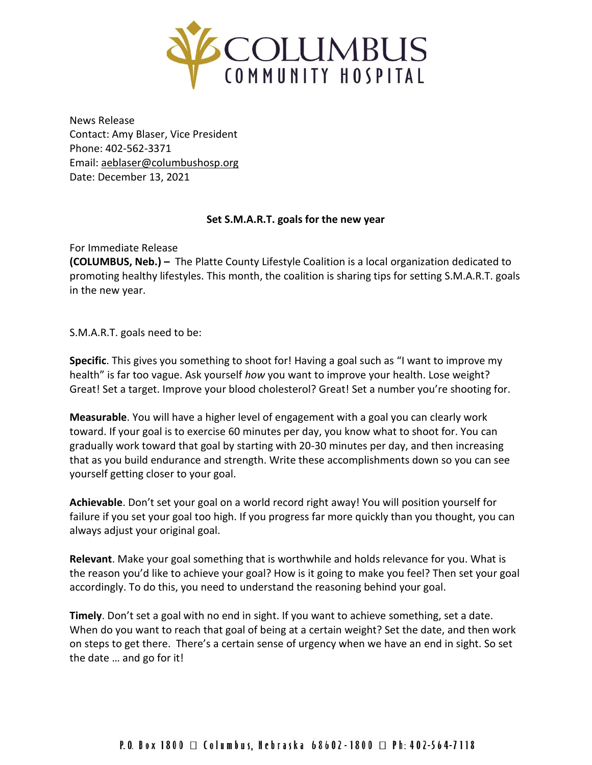News Release
Contact: Amy Blaser, Vice President
Phone: 402-562-3371
Email: aeblaser@columbushosp.org
Date: December 13, 2021

**Set S.M.A.R.T. goals for the new year**

For Immediate Release
**(COLUMBUS, Neb.) –** The Platte County Lifestyle Coalition is a local organization dedicated to promoting healthy lifestyles. This month, the coalition is sharing tips for setting S.M.A.R.T. goals in the new year.

S.M.A.R.T. goals need to be:

**Specific**. This gives you something to shoot for! Having a goal such as "I want to improve my health" is far too vague. Ask yourself *how* you want to improve your health. Lose weight? Great! Set a target. Improve your blood cholesterol? Great! Set a number you're shooting for.

**Measurable**. You will have a higher level of engagement with a goal you can clearly work toward. If your goal is to exercise 60 minutes per day, you know what to shoot for. You can gradually work toward that goal by starting with 20-30 minutes per day, and then increasing that as you build endurance and strength. Write these accomplishments down so you can see yourself getting closer to your goal.

**Achievable**. Don't set your goal on a world record right away! You will position yourself for failure if you set your goal too high. If you progress far more quickly than you thought, you can always adjust your original goal.

**Relevant**. Make your goal something that is worthwhile and holds relevance for you. What is the reason you'd like to achieve your goal? How is it going to make you feel? Then set your goal accordingly. To do this, you need to understand the reasoning behind your goal.

**Timely**. Don't set a goal with no end in sight. If you want to achieve something, set a date. When do you want to reach that goal of being at a certain weight? Set the date, and then work on steps to get there. There's a certain sense of urgency when we have an end in sight. So set the date … and go for it!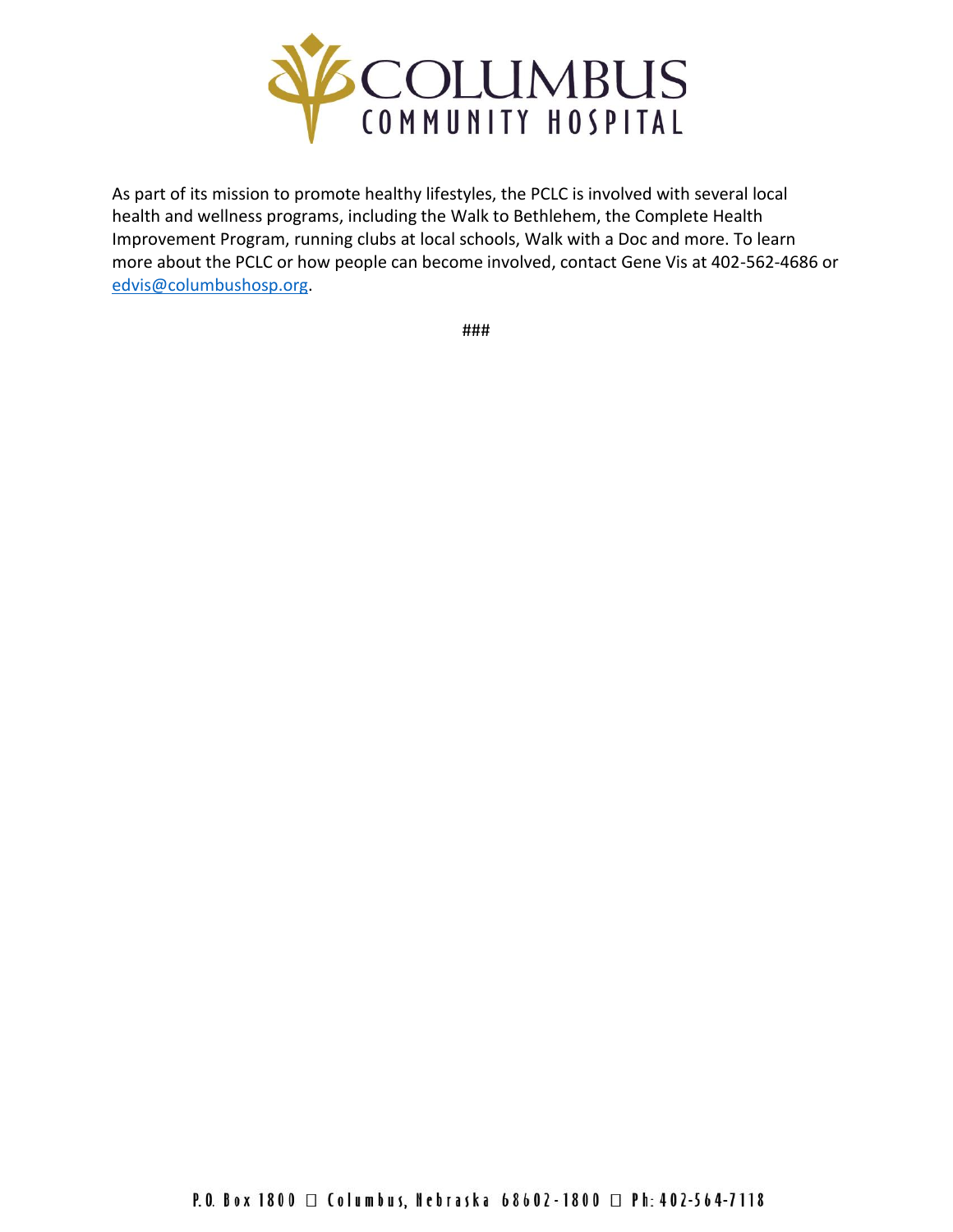As part of its mission to promote healthy lifestyles, the PCLC is involved with several local health and wellness programs, including the Walk to Bethlehem, the Complete Health Improvement Program, running clubs at local schools, Walk with a Doc and more. To learn more about the PCLC or how people can become involved, contact Gene Vis at 402-562-4686 or edvis@columbushosp.org.

###